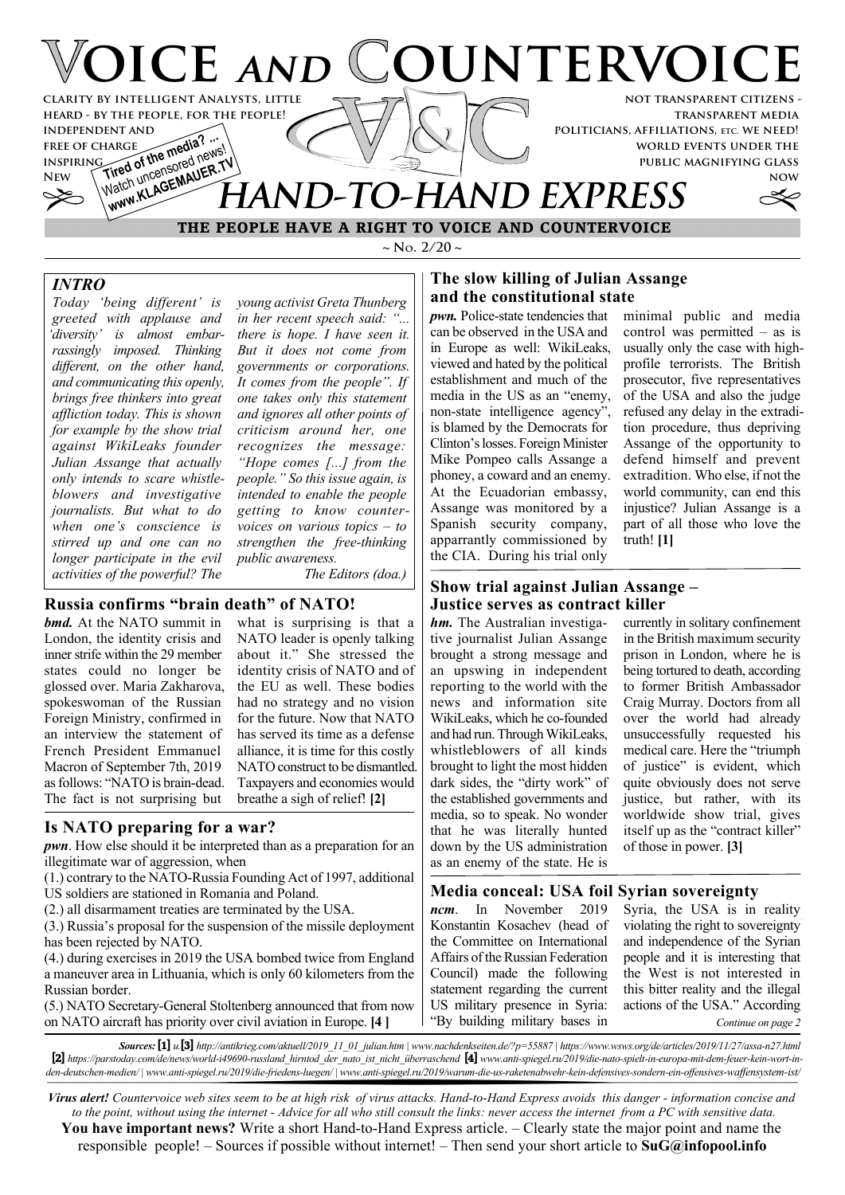# VOICE AND COUNTERVOICE

clarity by intelligent Analysts, little heard - by the people, for the people! independent and free of charge inspiring New

Tired of the media? ... Watch uncensored news! www.KLAGEMAUER.TV

not transparent citizens - transparent media politicians, affiliations, etc. we need! world events under the public magnifying glass now

## HAND-TO-HAND EXPRESS

**THE PEOPLE HAVE A RIGHT TO VOICE AND COUNTERVOICE**

~ No. 2/20 ~

### INTRO

*Today 'being different' is greeted with applause and 'diversity' is almost embarrassingly imposed. Thinking different, on the other hand, and communicating this openly, brings free thinkers into great affliction today. This is shown for example by the show trial against WikiLeaks founder Julian Assange that actually only intends to scare whistleblowers and investigative journalists. But what to do when one's conscience is stirred up and one can no longer participate in the evil activities of the powerful? The young activist Greta Thunberg in her recent speech said: "... there is hope. I have seen it. But it does not come from governments or corporations. It comes from the people". If one takes only this statement and ignores all other points of criticism around her, one recognizes the message: "Hope comes [...] from the people." So this issue again, is intended to enable the people getting to know countervoices on various topics – to strengthen the free-thinking public awareness.*

*The Editors (doa.)*

### Russia confirms "brain death" of NATO!

***bmd.*** At the NATO summit in London, the identity crisis and inner strife within the 29 member states could no longer be glossed over. Maria Zakharova, spokeswoman of the Russian Foreign Ministry, confirmed in an interview the statement of French President Emmanuel Macron of September 7th, 2019 as follows: "NATO is brain-dead. The fact is not surprising but what is surprising is that a NATO leader is openly talking about it." She stressed the identity crisis of NATO and of the EU as well. These bodies had no strategy and no vision for the future. Now that NATO has served its time as a defense alliance, it is time for this costly NATO construct to be dismantled. Taxpayers and economies would breathe a sigh of relief! **[2]**

### Is NATO preparing for a war?

***pwn***. How else should it be interpreted than as a preparation for an illegitimate war of aggression, when

(1.) contrary to the NATO-Russia Founding Act of 1997, additional US soldiers are stationed in Romania and Poland.

(2.) all disarmament treaties are terminated by the USA.

(3.) Russia's proposal for the suspension of the missile deployment has been rejected by NATO.

(4.) during exercises in 2019 the USA bombed twice from England a maneuver area in Lithuania, which is only 60 kilometers from the Russian border.

(5.) NATO Secretary-General Stoltenberg announced that from now on NATO aircraft has priority over civil aviation in Europe. **[4 ]**

### The slow killing of Julian Assange and the constitutional state

***pwn.*** Police-state tendencies that can be observed in the USA and in Europe as well: WikiLeaks, viewed and hated by the political establishment and much of the media in the US as an "enemy, non-state intelligence agency", is blamed by the Democrats for Clinton's losses. Foreign Minister Mike Pompeo calls Assange a phoney, a coward and an enemy. At the Ecuadorian embassy, Assange was monitored by a Spanish security company, apparrantly commissioned by the CIA. During his trial only minimal public and media control was permitted – as is usually only the case with high-profile terrorists. The British prosecutor, five representatives of the USA and also the judge refused any delay in the extradition procedure, thus depriving Assange of the opportunity to defend himself and prevent extradition. Who else, if not the world community, can end this injustice? Julian Assange is a part of all those who love the truth! **[1]**

### Show trial against Julian Assange – Justice serves as contract killer

***hm.*** The Australian investigative journalist Julian Assange brought a strong message and an upswing in independent reporting to the world with the news and information site WikiLeaks, which he co-founded and had run. Through WikiLeaks, whistleblowers of all kinds brought to light the most hidden dark sides, the "dirty work" of the established governments and media, so to speak. No wonder that he was literally hunted down by the US administration as an enemy of the state. He is currently in solitary confinement in the British maximum security prison in London, where he is being tortured to death, according to former British Ambassador Craig Murray. Doctors from all over the world had already unsuccessfully requested his medical care. Here the "triumph of justice" is evident, which quite obviously does not serve justice, but rather, with its worldwide show trial, gives itself up as the "contract killer" of those in power. **[3]**

### Media conceal: USA foil Syrian sovereignty

***ncm***. In November 2019 Konstantin Kosachev (head of the Committee on International Affairs of the Russian Federation Council) made the following statement regarding the current US military presence in Syria: "By building military bases in Syria, the USA is in reality violating the right to sovereignty and independence of the Syrian people and it is interesting that the West is not interested in this bitter reality and the illegal actions of the USA." According

*Continue on page 2*

***Sources:*** **[1]** u.**[3]** *http://antikrieg.com/aktuell/2019_11_01_julian.htm | www.nachdenkseiten.de/?p=55887 | https://www.wsws.org/de/articles/2019/11/27/assa-n27.html* **[2]** *https://parstoday.com/de/news/world-i49690-russland_hirntod_der_nato_ist_nicht_überraschend* **[4]** *www.anti-spiegel.ru/2019/die-nato-spielt-in-europa-mit-dem-feuer-kein-wort-in-den-deutschen-medien/ | www.anti-spiegel.ru/2019/die-friedens-luegen/ | www.anti-spiegel.ru/2019/warum-die-us-raketenabwehr-kein-defensives-sondern-ein-offensives-waffensystem-ist/*

***Virus alert!*** *Countervoice web sites seem to be at high risk of virus attacks. Hand-to-Hand Express avoids this danger - information concise and to the point, without using the internet - Advice for all who still consult the links: never access the internet from a PC with sensitive data.*

**You have important news?** Write a short Hand-to-Hand Express article. – Clearly state the major point and name the responsible people! – Sources if possible without internet! – Then send your short article to **SuG@infopool.info**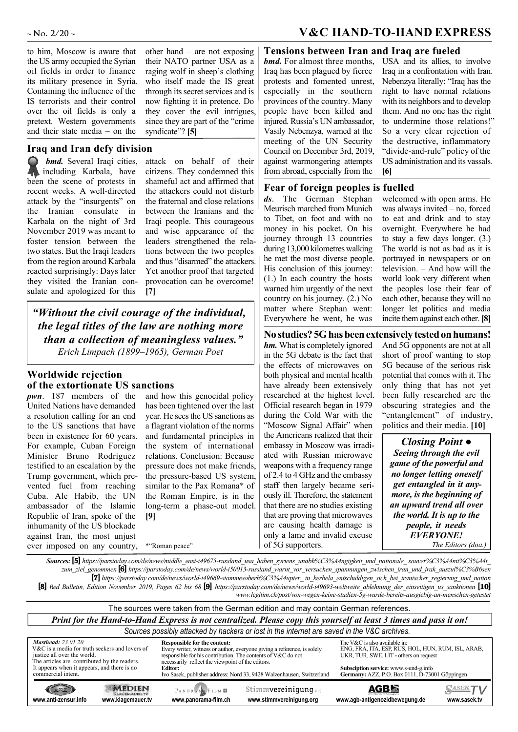to him, Moscow is aware that the US army occupied the Syrian oil fields in order to finance its military presence in Syria. Containing the influence of the IS terrorists and their control over the oil fields is only a pretext. Western governments and their state media – on the other hand – are not exposing their NATO partner USA as a raging wolf in sheep's clothing who itself made the IS great through its secret services and is now fighting it in pretence. Do they cover the evil intrigues, since they are part of the "crime syndicate"? **[5]**

## Iraq and Iran defy division

***bmd.*** Several Iraqi cities, including Karbala, have been the scene of protests in recent weeks. A well-directed attack by the "insurgents" on the Iranian consulate in Karbala on the night of 3rd November 2019 was meant to foster tension between the two states. But the Iraqi leaders from the region around Karbala reacted surprisingly: Days later they visited the Iranian consulate and apologized for this attack on behalf of their citizens. They condemned this shameful act and affirmed that the attackers could not disturb the fraternal and close relations between the Iranians and the Iraqi people. This courageous and wise appearance of the leaders strengthened the relations between the two peoples and thus "disarmed" the attackers. Yet another proof that targeted provocation can be overcome! **[7]**

> ***"Without the civil courage of the individual, the legal titles of the law are nothing more than a collection of meaningless values."***
> *Erich Limpach (1899–1965), German Poet*

## Worldwide rejection of the extortionate US sanctions

***pwn***. 187 members of the United Nations have demanded a resolution calling for an end to the US sanctions that have been in existence for 60 years. For example, Cuban Foreign Minister Bruno Rodríguez testified to an escalation by the Trump government, which prevented fuel from reaching Cuba. Ale Habib, the UN ambassador of the Islamic Republic of Iran, spoke of the inhumanity of the US blockade against Iran, the most unjust ever imposed on any country, and how this genocidal policy has been tightened over the last year. He sees the US sanctions as a flagrant violation of the norms and fundamental principles in the system of international relations. Conclusion: Because pressure does not make friends, the pressure-based US system, similar to the Pax Romana* of the Roman Empire, is in the long-term a phase-out model. **[9]**

*"Roman peace"

## Tensions between Iran and Iraq are fueled

***bmd.*** For almost three months, Iraq has been plagued by fierce protests and fomented unrest, especially in the southern provinces of the country. Many people have been killed and injured. Russia's UN ambassador, Vasily Nebenzya, warned at the meeting of the UN Security Council on December 3rd, 2019, against warmongering attempts from abroad, especially from the USA and its allies, to involve Iraq in a confrontation with Iran. Nebenzya literally: "Iraq has the right to have normal relations with its neighbors and to develop them. And no one has the right to undermine those relations!" So a very clear rejection of the destructive, inflammatory "divide-and-rule" policy of the US administration and its vassals. **[6]**

## Fear of foreign peoples is fuelled

***ds***. The German Stephan Meurisch marched from Munich to Tibet, on foot and with no money in his pocket. On his journey through 13 countries during 13,000 kilometres walking he met the most diverse people. His conclusion of this journey: (1.) In each country the hosts warned him urgently of the next country on his journey. (2.) No matter where Stephan went: Everywhere he went, he was welcomed with open arms. He was always invited – no, forced to eat and drink and to stay overnight. Everywhere he had to stay a few days longer. (3.) The world is not as bad as it is portrayed in newspapers or on television. – And how will the world look very different when the peoples lose their fear of each other, because they will no longer let politics and media incite them against each other. **[8]**

## No studies? 5G has been extensively tested on humans!

***hm.*** What is completely ignored in the 5G debate is the fact that the effects of microwaves on both physical and mental health have already been extensively researched at the highest level. Official research began in 1979 during the Cold War with the "Moscow Signal Affair" when the Americans realized that their embassy in Moscow was irradiated with Russian microwave weapons with a frequency range of 2.4 to 4 GHz and the embassy staff then largely became seriously ill. Therefore, the statement that there are no studies existing that are proving that microwaves are causing health damage is only a lame and invalid excuse of 5G supporters. And 5G opponents are not at all short of proof wanting to stop 5G because of the serious risk potential that comes with it. The only thing that has not yet been fully researched are the obscuring strategies and the "entanglement" of industry, politics and their media. **[10]**

> ***Closing Point ●***
> ***Seeing through the evil game of the powerful and no longer letting oneself get entangled in it anymore, is the beginning of an upward trend all over the world. It is up to the people, it needs EVERYONE!***
> *The Editors (doa.)*

***Sources:*** **[5]** *https://parstoday.com/de/news/middle_east-i49675-russland_usa_haben_syriens_unabh%C3%A4ngigkeit_und_nationale_ souver%C3%A4nit%C3%A4t_ zum_ziel_genommen* **[6]** *https://parstoday.com/de/news/world-i50013-russland_warnt_vor_versuchen_spannungen_zwischen_iran_und_irak_auszul%C3%B6sen* **[7]** *https://parstoday.com/de/news/world-i49669-stammesoberh%C3%A4upter_ in_kerbela_entschuldigen_sich_bei_iranischer_regierung_und_nation* **[8]** *Red Bulletin, Edition November 2019, Pages 62 bis 68* **[9]** *https://parstoday.com/de/news/world-i49693-weltweite_ablehnung_der_einseitigen_us_sanktionen* **[10]** *www.legitim.ch/post/von-wegen-keine-studien-5g-wurde-bereits-ausgiebig-an-menschen-getestet*

The sources were taken from the German edition and may contain German references.

***Print for the Hand-to-Hand Express is not centralized. Please copy this yourself at least 3 times and pass it on!***

*Sources possibly attacked by hackers or lost in the internet are saved in the V&C archives.*

***Masthead:*** *23.01.20*
V&C is a media for truth seekers and lovers of justice all over the world.
The articles are contributed by the readers.
It appears when it appears, and there is no commercial intent.

**Responsible for the content:**
Every writer, witness or author, everyone giving a reference, is solely responsible for his contribution. The contents of V&C do not necessarily reflect the viewpoint of the editors.
**Editor:**
Ivo Sasek, publisher address: Nord 33, 9428 Walzenhausen, Switzerland

The V&C is also available in:
ENG, FRA, ITA, ESP, RUS, HOL, HUN, RUM, ISL, ARAB, UKR, TUR, SWE, LIT - others on request

**Subsciption service:** www.s-und-g.info
**Germany:** AZZ, P.O. Box 0111, D-73001 Göppingen

www.anti-zensur.info | www.klagemauer.tv | www.panorama-film.ch | www.stimmvereinigung.org | www.agb-antigenozidbewegung.de | www.sasek.tv